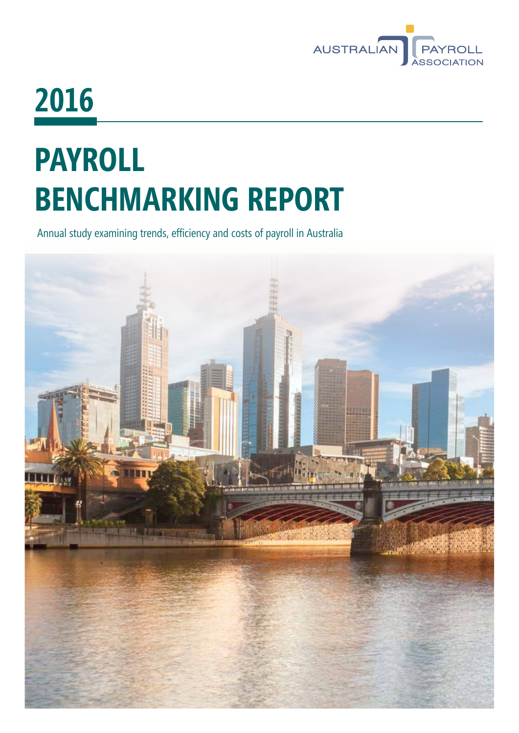AUSTRALIAN PAYROLL ASSOCIATION

# 2016

# PAYROLL BENCHMARKING REPORT

Annual study examining trends, efficiency and costs of payroll in Australia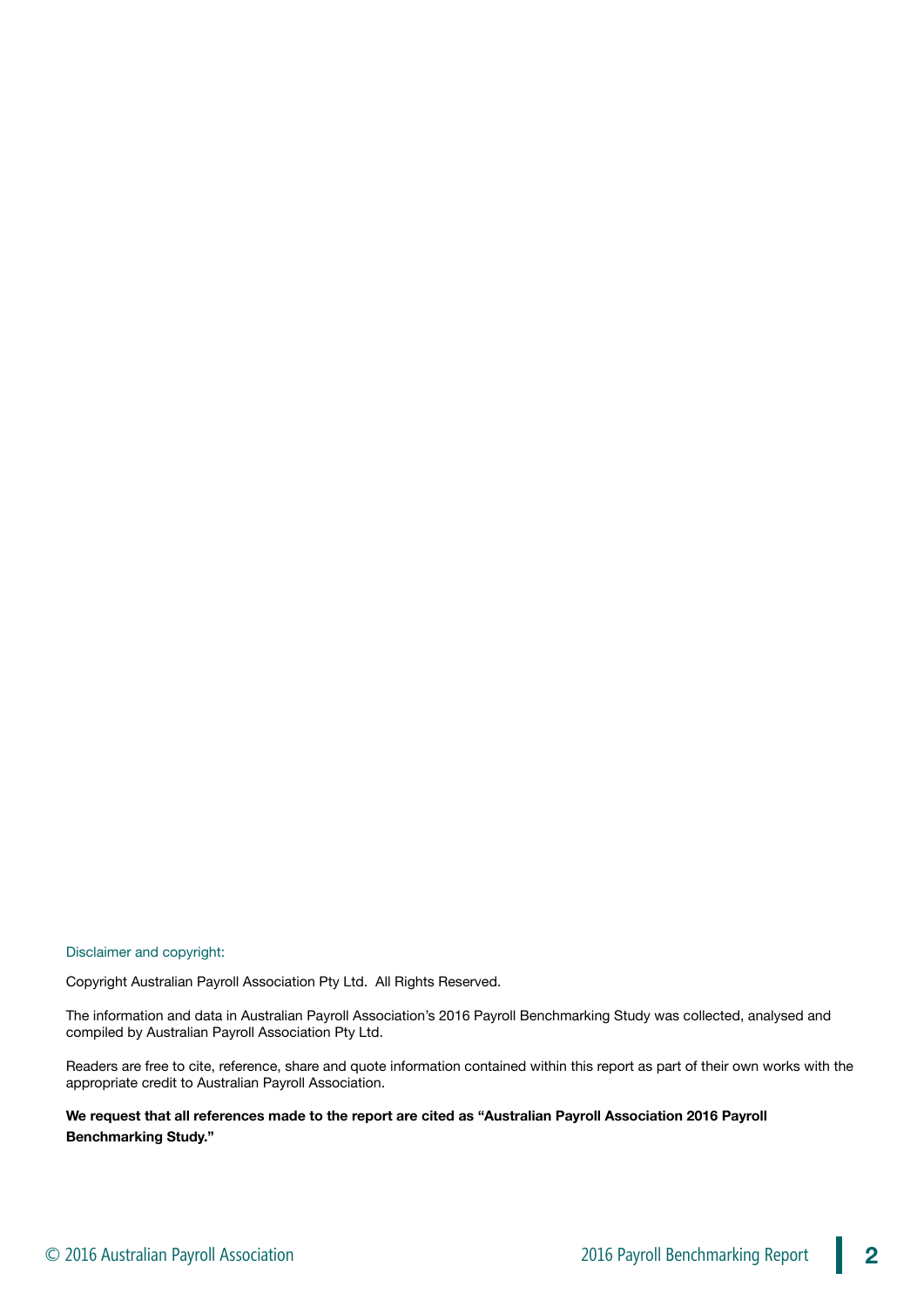Disclaimer and copyright:

Copyright Australian Payroll Association Pty Ltd.  All Rights Reserved.

The information and data in Australian Payroll Association's 2016 Payroll Benchmarking Study was collected, analysed and compiled by Australian Payroll Association Pty Ltd.

Readers are free to cite, reference, share and quote information contained within this report as part of their own works with the appropriate credit to Australian Payroll Association.

**We request that all references made to the report are cited as "Australian Payroll Association 2016 Payroll Benchmarking Study."**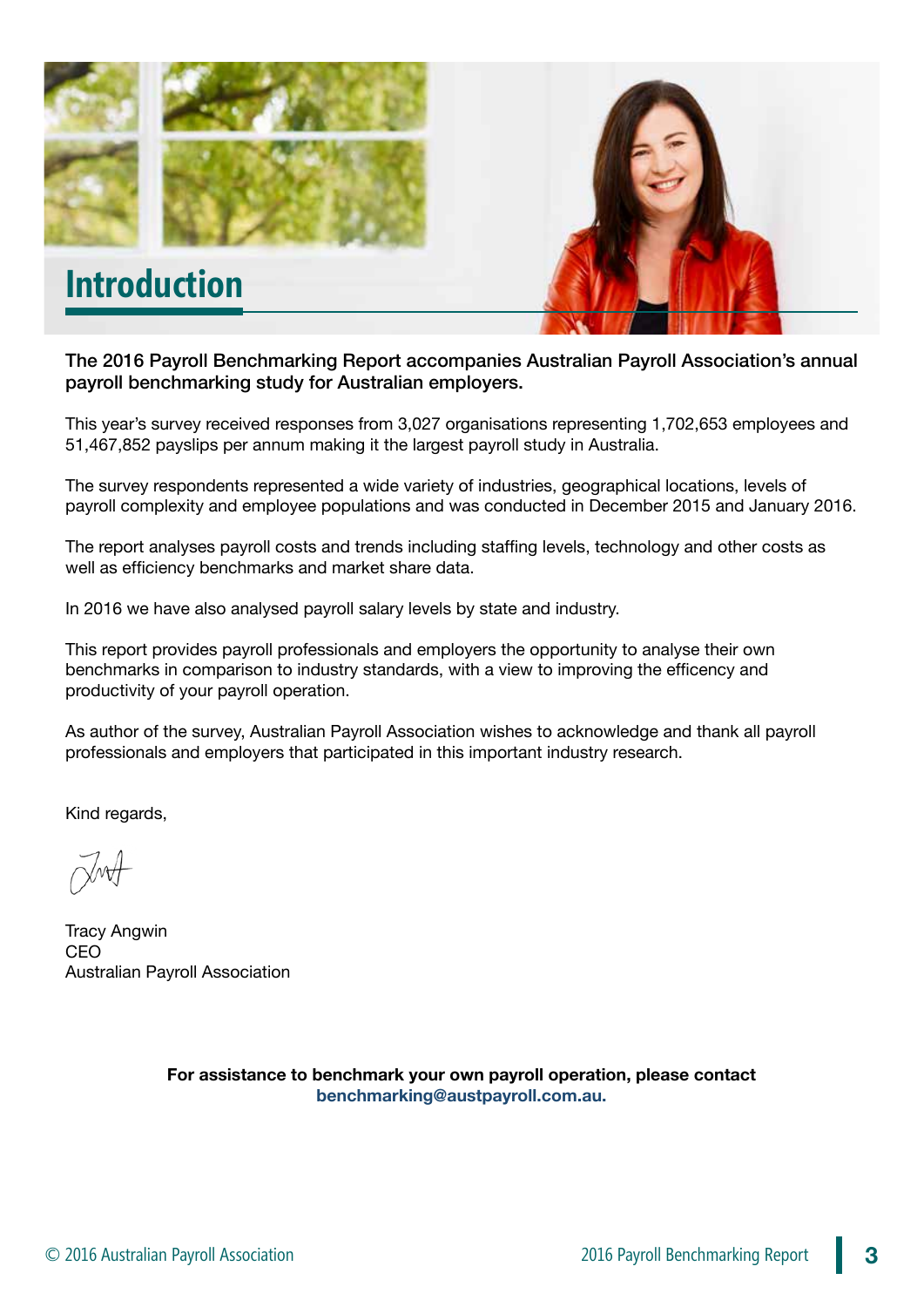# Introduction

**The 2016 Payroll Benchmarking Report accompanies Australian Payroll Association's annual payroll benchmarking study for Australian employers.**

This year's survey received responses from 3,027 organisations representing 1,702,653 employees and 51,467,852 payslips per annum making it the largest payroll study in Australia.

The survey respondents represented a wide variety of industries, geographical locations, levels of payroll complexity and employee populations and was conducted in December 2015 and January 2016.

The report analyses payroll costs and trends including staffing levels, technology and other costs as well as efficiency benchmarks and market share data.

In 2016 we have also analysed payroll salary levels by state and industry.

This report provides payroll professionals and employers the opportunity to analyse their own benchmarks in comparison to industry standards, with a view to improving the efficency and productivity of your payroll operation.

As author of the survey, Australian Payroll Association wishes to acknowledge and thank all payroll professionals and employers that participated in this important industry research.

Kind regards,

Tracy Angwin
CEO
Australian Payroll Association

**For assistance to benchmark your own payroll operation, please contact benchmarking@austpayroll.com.au.**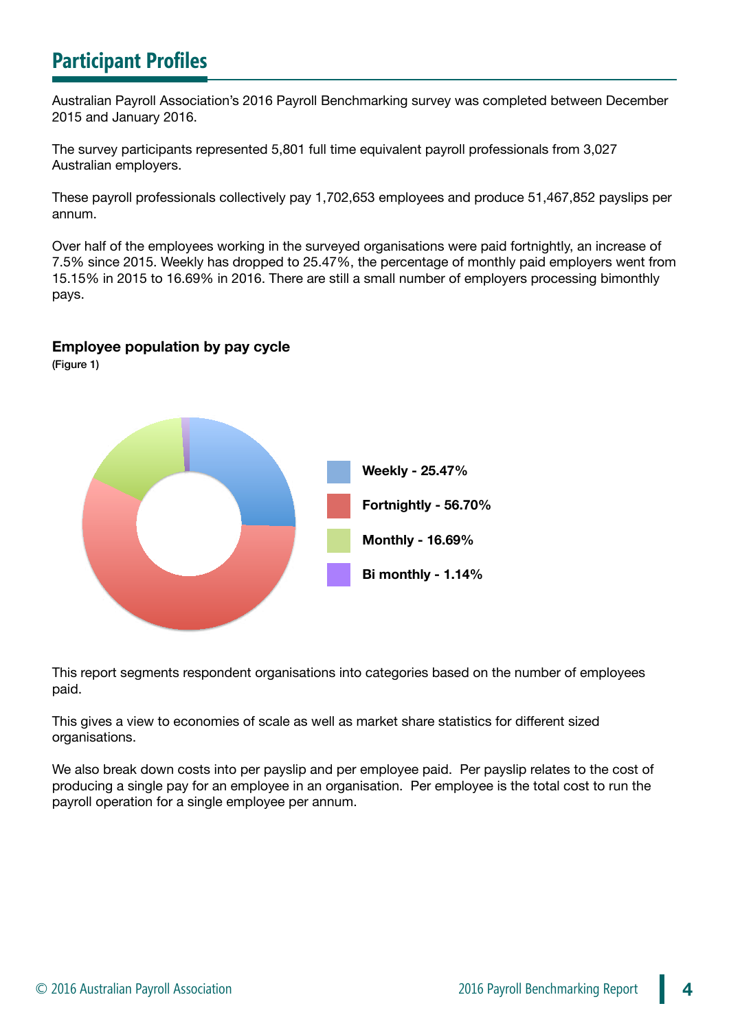## Participant Profiles

Australian Payroll Association's 2016 Payroll Benchmarking survey was completed between December 2015 and January 2016.

The survey participants represented 5,801 full time equivalent payroll professionals from 3,027 Australian employers.

These payroll professionals collectively pay 1,702,653 employees and produce 51,467,852 payslips per annum.

Over half of the employees working in the surveyed organisations were paid fortnightly, an increase of 7.5% since 2015. Weekly has dropped to 25.47%, the percentage of monthly paid employers went from 15.15% in 2015 to 16.69% in 2016. There are still a small number of employers processing bimonthly pays.

**Employee population by pay cycle**
(Figure 1)

- Weekly - 25.47%
- Fortnightly - 56.70%
- Monthly - 16.69%
- Bi monthly - 1.14%

This report segments respondent organisations into categories based on the number of employees paid.

This gives a view to economies of scale as well as market share statistics for different sized organisations.

We also break down costs into per payslip and per employee paid. Per payslip relates to the cost of producing a single pay for an employee in an organisation. Per employee is the total cost to run the payroll operation for a single employee per annum.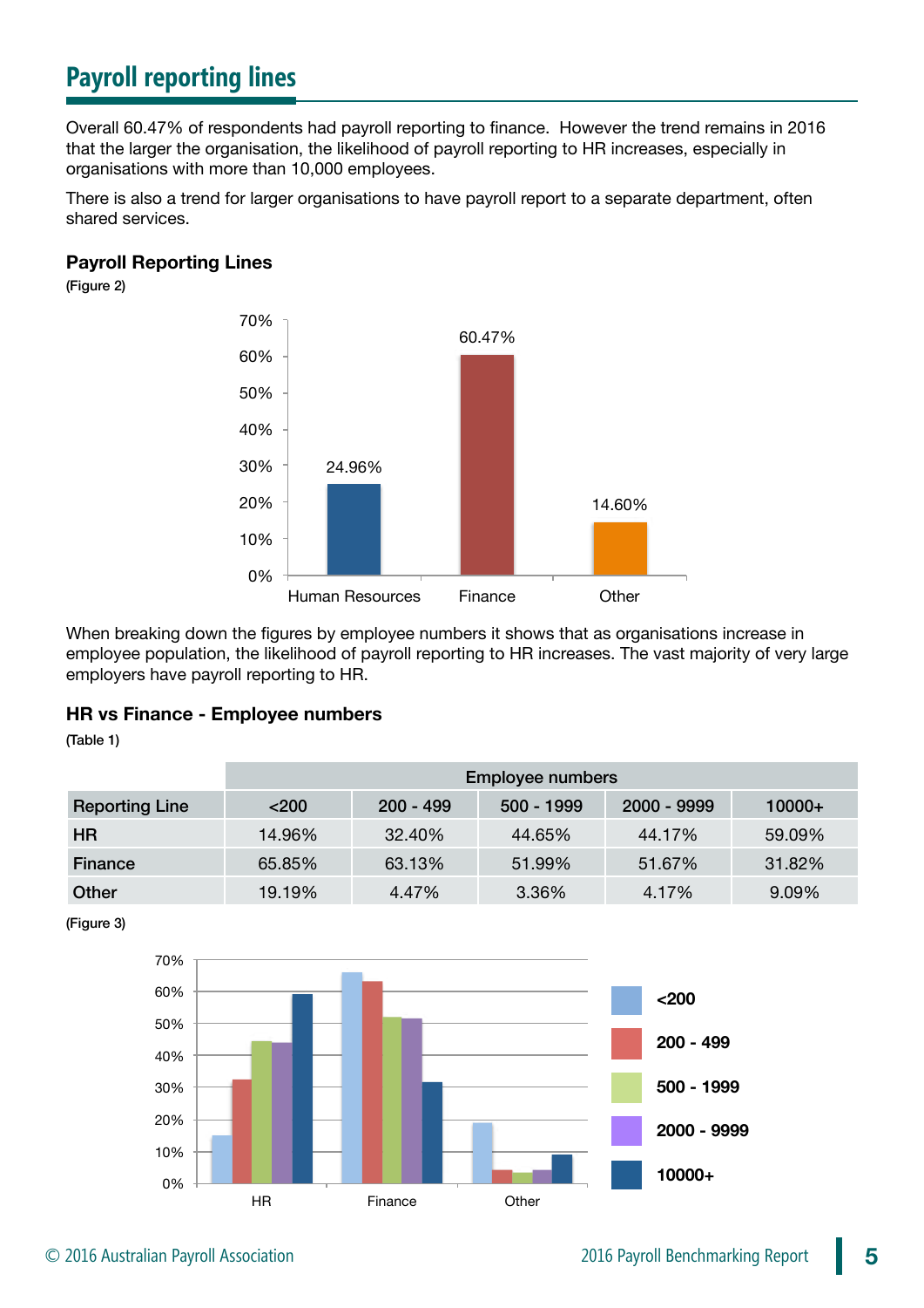## Payroll reporting lines

Overall 60.47% of respondents had payroll reporting to finance. However the trend remains in 2016 that the larger the organisation, the likelihood of payroll reporting to HR increases, especially in organisations with more than 10,000 employees.

There is also a trend for larger organisations to have payroll report to a separate department, often shared services.

**Payroll Reporting Lines**

(Figure 2)

When breaking down the figures by employee numbers it shows that as organisations increase in employee population, the likelihood of payroll reporting to HR increases. The vast majority of very large employers have payroll reporting to HR.

**HR vs Finance - Employee numbers**

(Table 1)

| | Employee numbers | | | | |
|---|---|---|---|---|---|
| **Reporting Line** | <200 | 200 - 499 | 500 - 1999 | 2000 - 9999 | 10000+ |
| **HR** | 14.96% | 32.40% | 44.65% | 44.17% | 59.09% |
| **Finance** | 65.85% | 63.13% | 51.99% | 51.67% | 31.82% |
| **Other** | 19.19% | 4.47% | 3.36% | 4.17% | 9.09% |

(Figure 3)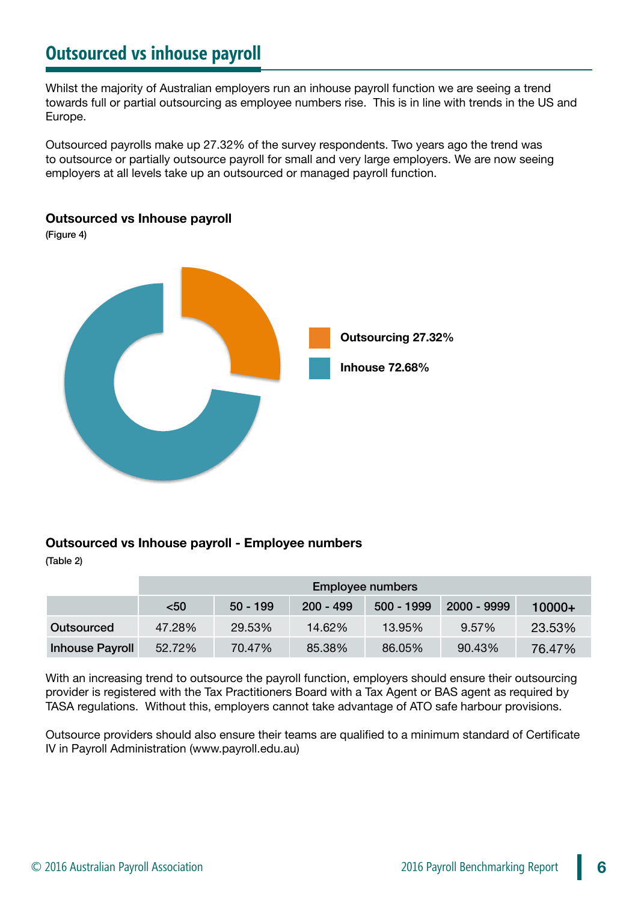# Outsourced vs inhouse payroll

Whilst the majority of Australian employers run an inhouse payroll function we are seeing a trend towards full or partial outsourcing as employee numbers rise. This is in line with trends in the US and Europe.

Outsourced payrolls make up 27.32% of the survey respondents. Two years ago the trend was to outsource or partially outsource payroll for small and very large employers. We are now seeing employers at all levels take up an outsourced or managed payroll function.

**Outsourced vs Inhouse payroll**

(Figure 4)

Outsourcing 27.32%

Inhouse 72.68%

**Outsourced vs Inhouse payroll - Employee numbers**

(Table 2)

| | Employee numbers | | | | | |
|---|---|---|---|---|---|---|
| | <50 | 50 - 199 | 200 - 499 | 500 - 1999 | 2000 - 9999 | 10000+ |
| Outsourced | 47.28% | 29.53% | 14.62% | 13.95% | 9.57% | 23.53% |
| Inhouse Payroll | 52.72% | 70.47% | 85.38% | 86.05% | 90.43% | 76.47% |

With an increasing trend to outsource the payroll function, employers should ensure their outsourcing provider is registered with the Tax Practitioners Board with a Tax Agent or BAS agent as required by TASA regulations. Without this, employers cannot take advantage of ATO safe harbour provisions.

Outsource providers should also ensure their teams are qualified to a minimum standard of Certificate IV in Payroll Administration (www.payroll.edu.au)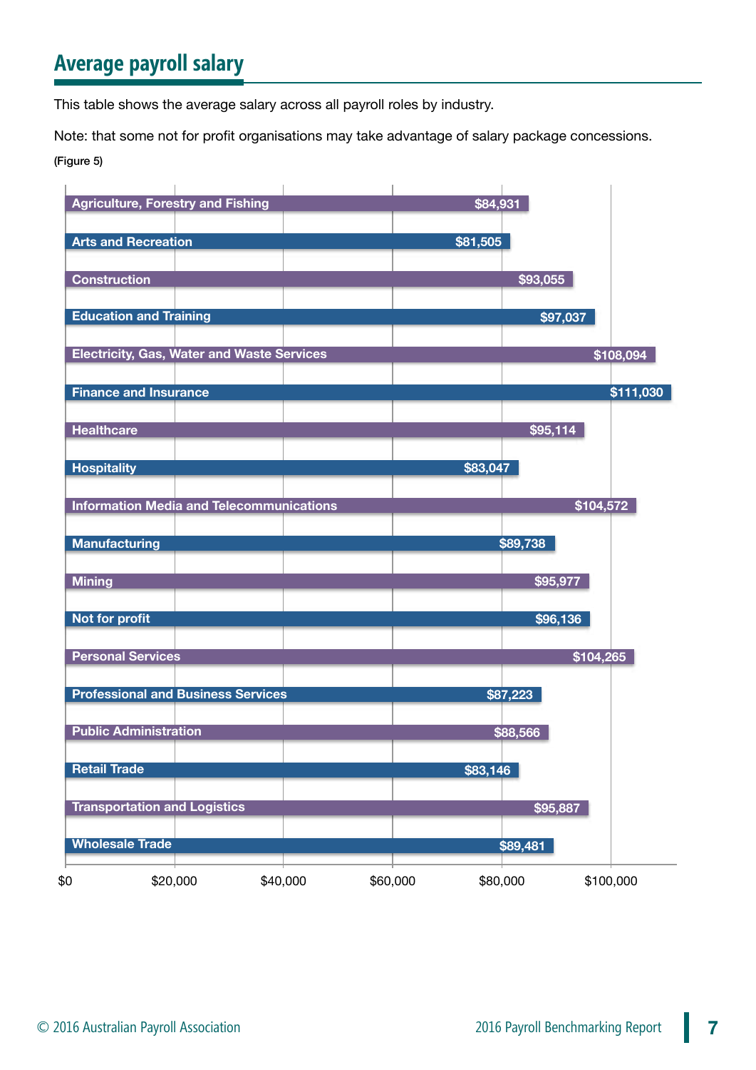## Average payroll salary

This table shows the average salary across all payroll roles by industry.

Note: that some not for profit organisations may take advantage of salary package concessions.

(Figure 5)

| Industry | Average salary |
|---|---|
| Agriculture, Forestry and Fishing | $84,931 |
| Arts and Recreation | $81,505 |
| Construction | $93,055 |
| Education and Training | $97,037 |
| Electricity, Gas, Water and Waste Services | $108,094 |
| Finance and Insurance | $111,030 |
| Healthcare | $95,114 |
| Hospitality | $83,047 |
| Information Media and Telecommunications | $104,572 |
| Manufacturing | $89,738 |
| Mining | $95,977 |
| Not for profit | $96,136 |
| Personal Services | $104,265 |
| Professional and Business Services | $87,223 |
| Public Administration | $88,566 |
| Retail Trade | $83,146 |
| Transportation and Logistics | $95,887 |
| Wholesale Trade | $89,481 |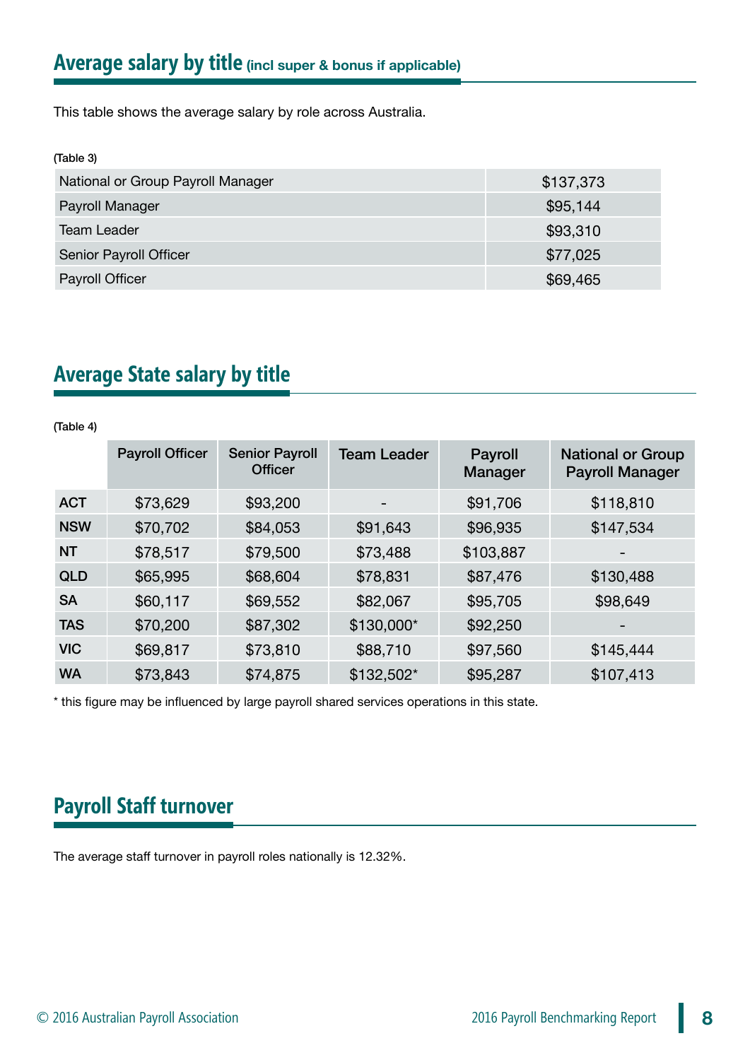## Average salary by title (incl super & bonus if applicable)

This table shows the average salary by role across Australia.

(Table 3)

| | |
|---|---|
| National or Group Payroll Manager | $137,373 |
| Payroll Manager | $95,144 |
| Team Leader | $93,310 |
| Senior Payroll Officer | $77,025 |
| Payroll Officer | $69,465 |

## Average State salary by title

(Table 4)

| | Payroll Officer | Senior Payroll Officer | Team Leader | Payroll Manager | National or Group Payroll Manager |
|---|---|---|---|---|---|
| **ACT** | $73,629 | $93,200 | - | $91,706 | $118,810 |
| **NSW** | $70,702 | $84,053 | $91,643 | $96,935 | $147,534 |
| **NT** | $78,517 | $79,500 | $73,488 | $103,887 | - |
| **QLD** | $65,995 | $68,604 | $78,831 | $87,476 | $130,488 |
| **SA** | $60,117 | $69,552 | $82,067 | $95,705 | $98,649 |
| **TAS** | $70,200 | $87,302 | $130,000* | $92,250 | - |
| **VIC** | $69,817 | $73,810 | $88,710 | $97,560 | $145,444 |
| **WA** | $73,843 | $74,875 | $132,502* | $95,287 | $107,413 |

* this figure may be influenced by large payroll shared services operations in this state.

## Payroll Staff turnover

The average staff turnover in payroll roles nationally is 12.32%.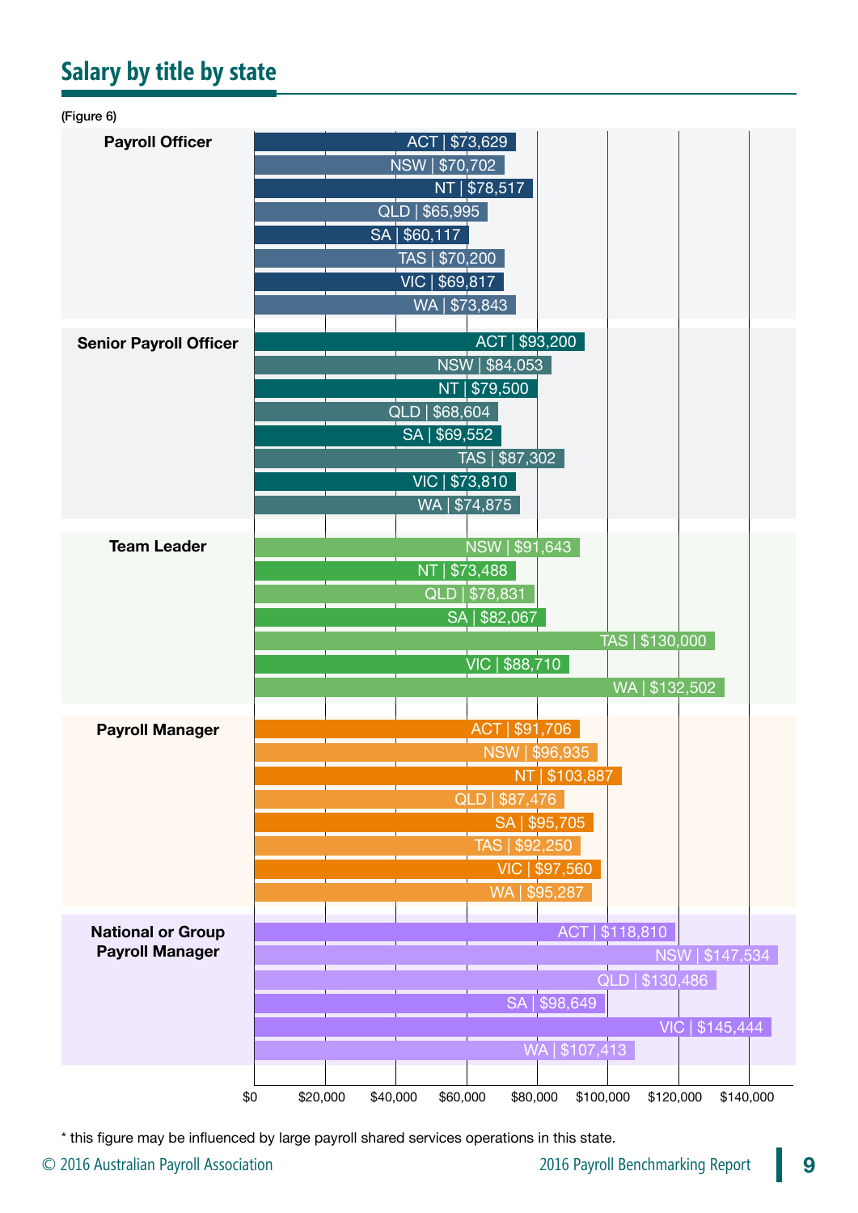## Salary by title by state

(Figure 6)

| Title | State | Salary |
|---|---|---|
| Payroll Officer | ACT | $73,629 |
| | NSW | $70,702 |
| | NT | $78,517 |
| | QLD | $65,995 |
| | SA | $60,117 |
| | TAS | $70,200 |
| | VIC | $69,817 |
| | WA | $73,843 |
| Senior Payroll Officer | ACT | $93,200 |
| | NSW | $84,053 |
| | NT | $79,500 |
| | QLD | $68,604 |
| | SA | $69,552 |
| | TAS | $87,302 |
| | VIC | $73,810 |
| | WA | $74,875 |
| Team Leader | NSW | $91,643 |
| | NT | $73,488 |
| | QLD | $78,831 |
| | SA | $82,067 |
| | TAS | $130,000 |
| | VIC | $88,710 |
| | WA | $132,502 |
| Payroll Manager | ACT | $91,706 |
| | NSW | $96,935 |
| | NT | $103,887 |
| | QLD | $87,476 |
| | SA | $95,705 |
| | TAS | $92,250 |
| | VIC | $97,560 |
| | WA | $95,287 |
| National or Group Payroll Manager | ACT | $118,810 |
| | NSW | $147,534 |
| | QLD | $130,486 |
| | SA | $98,649 |
| | VIC | $145,444 |
| | WA | $107,413 |

\* this figure may be influenced by large payroll shared services operations in this state.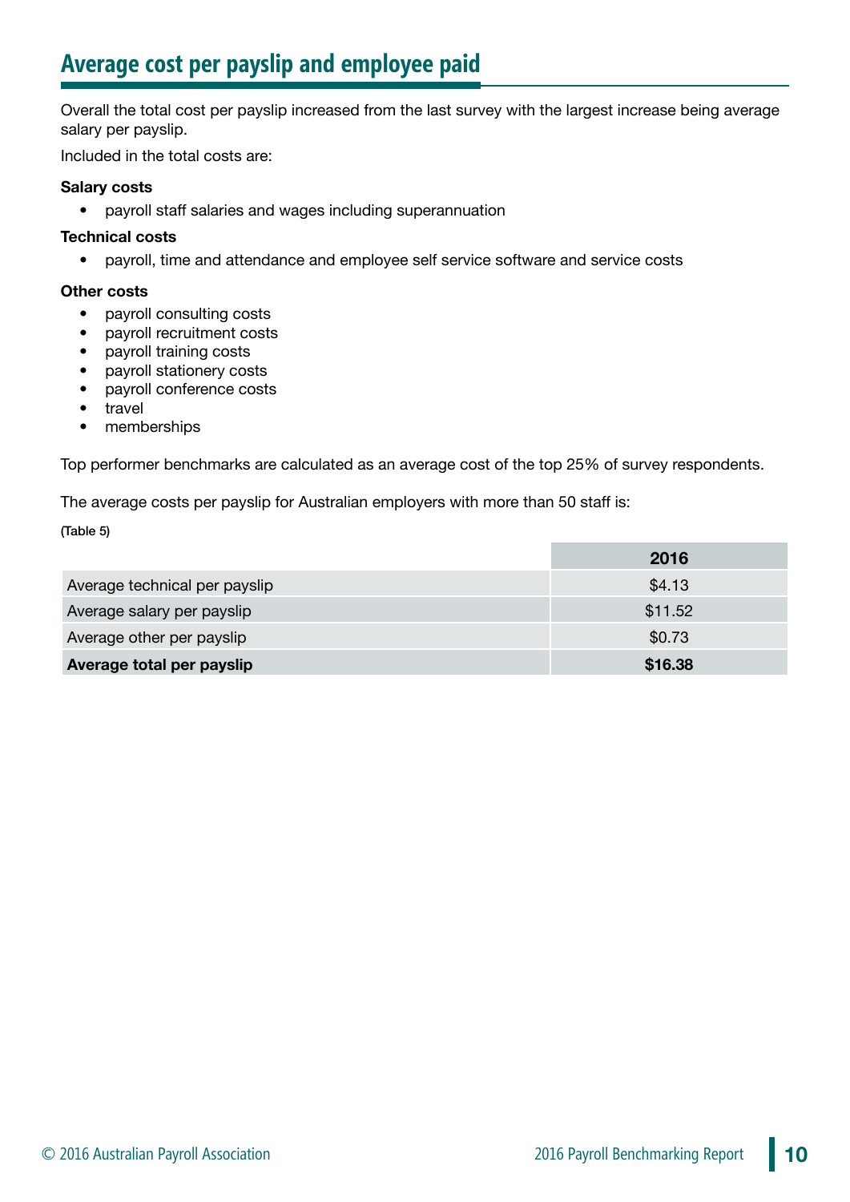## Average cost per payslip and employee paid

Overall the total cost per payslip increased from the last survey with the largest increase being average salary per payslip.

Included in the total costs are:

**Salary costs**

- payroll staff salaries and wages including superannuation

**Technical costs**

- payroll, time and attendance and employee self service software and service costs

**Other costs**

- payroll consulting costs
- payroll recruitment costs
- payroll training costs
- payroll stationery costs
- payroll conference costs
- travel
- memberships

Top performer benchmarks are calculated as an average cost of the top 25% of survey respondents.

The average costs per payslip for Australian employers with more than 50 staff is:

(Table 5)

| | 2016 |
|---|---|
| Average technical per payslip | $4.13 |
| Average salary per payslip | $11.52 |
| Average other per payslip | $0.73 |
| **Average total per payslip** | **$16.38** |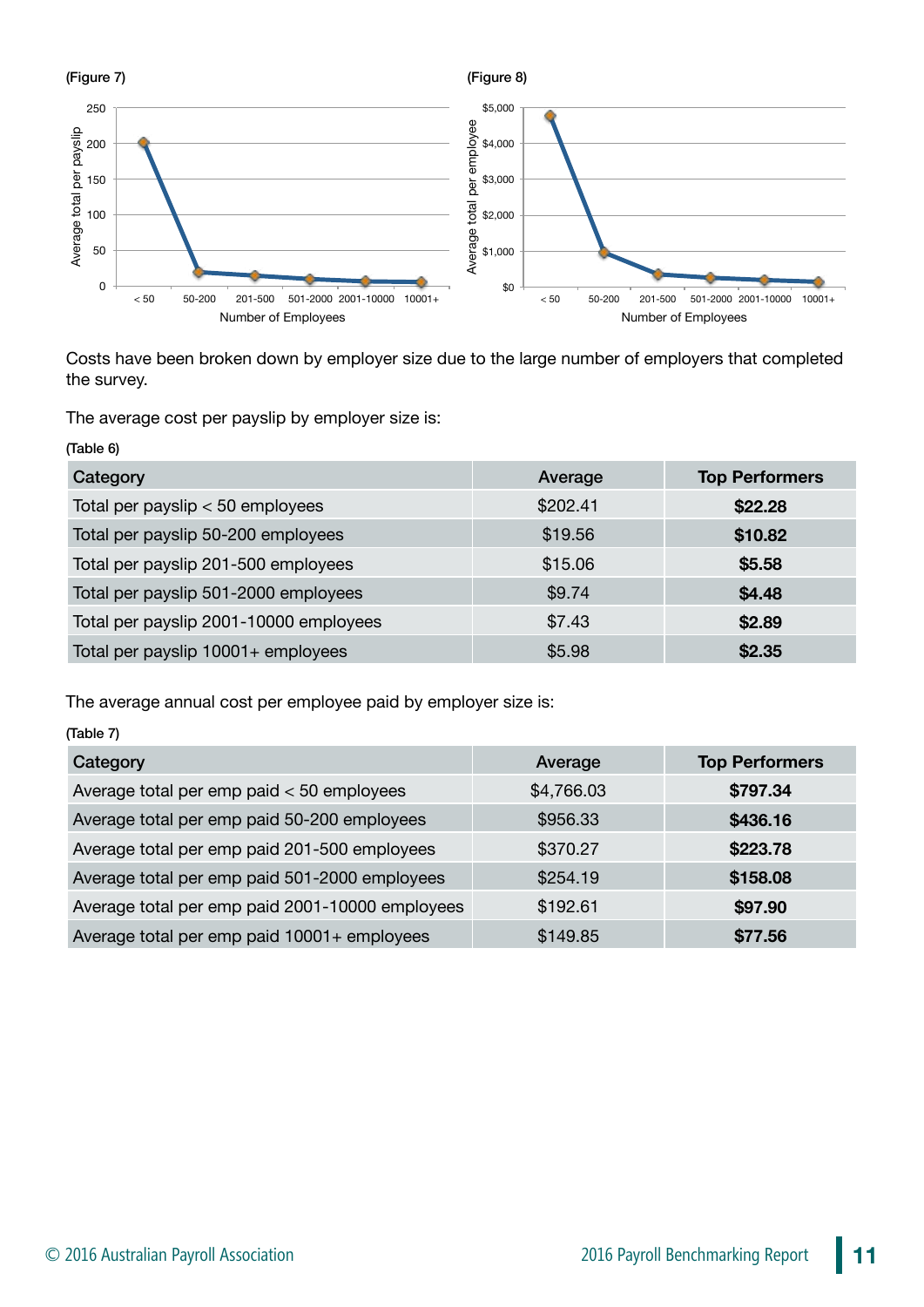(Figure 7)

(Figure 8)

Costs have been broken down by employer size due to the large number of employers that completed the survey.

The average cost per payslip by employer size is:

(Table 6)

| Category | Average | Top Performers |
|---|---|---|
| Total per payslip < 50 employees | $202.41 | **$22.28** |
| Total per payslip 50-200 employees | $19.56 | **$10.82** |
| Total per payslip 201-500 employees | $15.06 | **$5.58** |
| Total per payslip 501-2000 employees | $9.74 | **$4.48** |
| Total per payslip 2001-10000 employees | $7.43 | **$2.89** |
| Total per payslip 10001+ employees | $5.98 | **$2.35** |

The average annual cost per employee paid by employer size is:

(Table 7)

| Category | Average | Top Performers |
|---|---|---|
| Average total per emp paid < 50 employees | $4,766.03 | **$797.34** |
| Average total per emp paid 50-200 employees | $956.33 | **$436.16** |
| Average total per emp paid 201-500 employees | $370.27 | **$223.78** |
| Average total per emp paid 501-2000 employees | $254.19 | **$158.08** |
| Average total per emp paid 2001-10000 employees | $192.61 | **$97.90** |
| Average total per emp paid 10001+ employees | $149.85 | **$77.56** |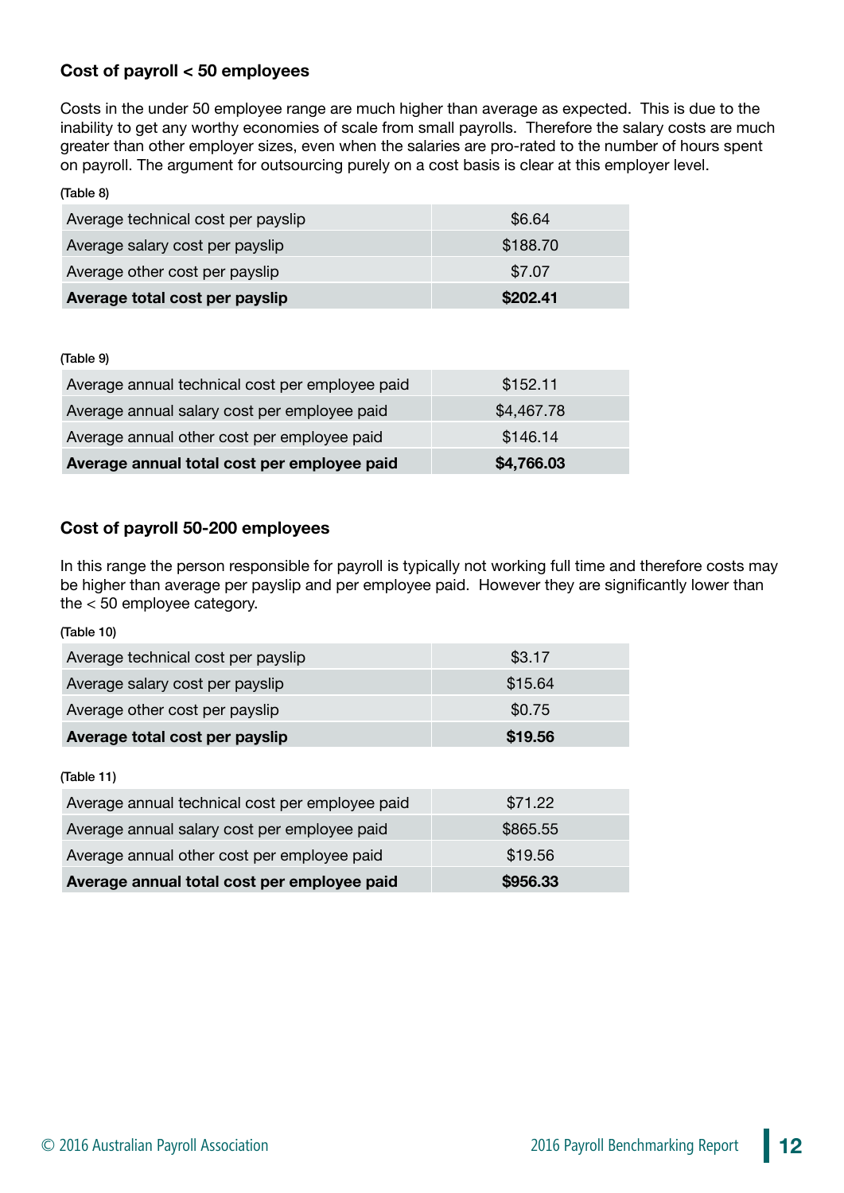### Cost of payroll < 50 employees

Costs in the under 50 employee range are much higher than average as expected. This is due to the inability to get any worthy economies of scale from small payrolls. Therefore the salary costs are much greater than other employer sizes, even when the salaries are pro-rated to the number of hours spent on payroll. The argument for outsourcing purely on a cost basis is clear at this employer level.

(Table 8)

| | |
|---|---|
| Average technical cost per payslip | $6.64 |
| Average salary cost per payslip | $188.70 |
| Average other cost per payslip | $7.07 |
| **Average total cost per payslip** | **$202.41** |

(Table 9)

| | |
|---|---|
| Average annual technical cost per employee paid | $152.11 |
| Average annual salary cost per employee paid | $4,467.78 |
| Average annual other cost per employee paid | $146.14 |
| **Average annual total cost per employee paid** | **$4,766.03** |

### Cost of payroll 50-200 employees

In this range the person responsible for payroll is typically not working full time and therefore costs may be higher than average per payslip and per employee paid. However they are significantly lower than the < 50 employee category.

(Table 10)

| | |
|---|---|
| Average technical cost per payslip | $3.17 |
| Average salary cost per payslip | $15.64 |
| Average other cost per payslip | $0.75 |
| **Average total cost per payslip** | **$19.56** |

(Table 11)

| | |
|---|---|
| Average annual technical cost per employee paid | $71.22 |
| Average annual salary cost per employee paid | $865.55 |
| Average annual other cost per employee paid | $19.56 |
| **Average annual total cost per employee paid** | **$956.33** |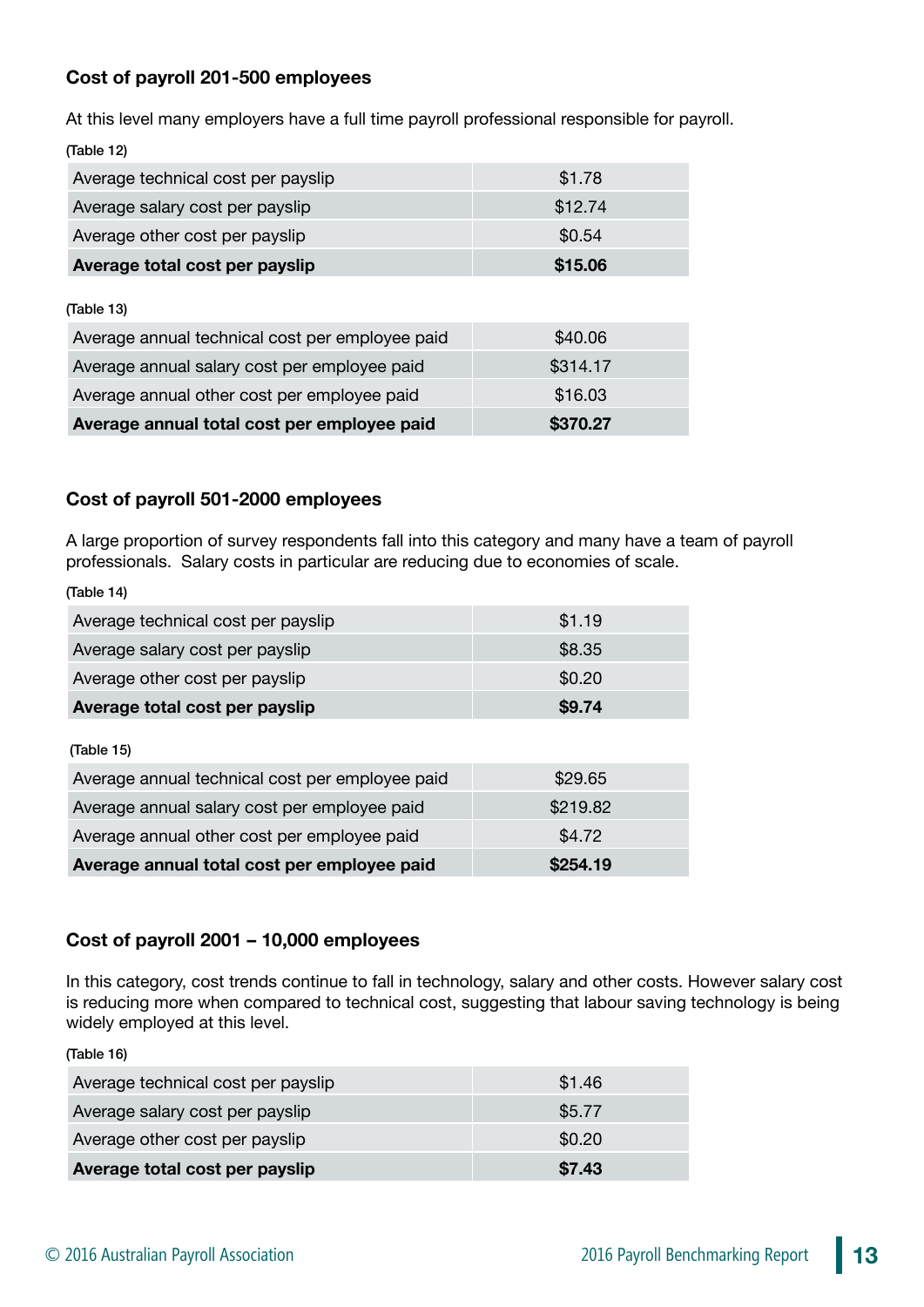### Cost of payroll 201-500 employees

At this level many employers have a full time payroll professional responsible for payroll.

(Table 12)

| | |
|---|---|
| Average technical cost per payslip | $1.78 |
| Average salary cost per payslip | $12.74 |
| Average other cost per payslip | $0.54 |
| **Average total cost per payslip** | **$15.06** |

(Table 13)

| | |
|---|---|
| Average annual technical cost per employee paid | $40.06 |
| Average annual salary cost per employee paid | $314.17 |
| Average annual other cost per employee paid | $16.03 |
| **Average annual total cost per employee paid** | **$370.27** |

### Cost of payroll 501-2000 employees

A large proportion of survey respondents fall into this category and many have a team of payroll professionals. Salary costs in particular are reducing due to economies of scale.

(Table 14)

| | |
|---|---|
| Average technical cost per payslip | $1.19 |
| Average salary cost per payslip | $8.35 |
| Average other cost per payslip | $0.20 |
| **Average total cost per payslip** | **$9.74** |

(Table 15)

| | |
|---|---|
| Average annual technical cost per employee paid | $29.65 |
| Average annual salary cost per employee paid | $219.82 |
| Average annual other cost per employee paid | $4.72 |
| **Average annual total cost per employee paid** | **$254.19** |

### Cost of payroll 2001 – 10,000 employees

In this category, cost trends continue to fall in technology, salary and other costs. However salary cost is reducing more when compared to technical cost, suggesting that labour saving technology is being widely employed at this level.

(Table 16)

| | |
|---|---|
| Average technical cost per payslip | $1.46 |
| Average salary cost per payslip | $5.77 |
| Average other cost per payslip | $0.20 |
| **Average total cost per payslip** | **$7.43** |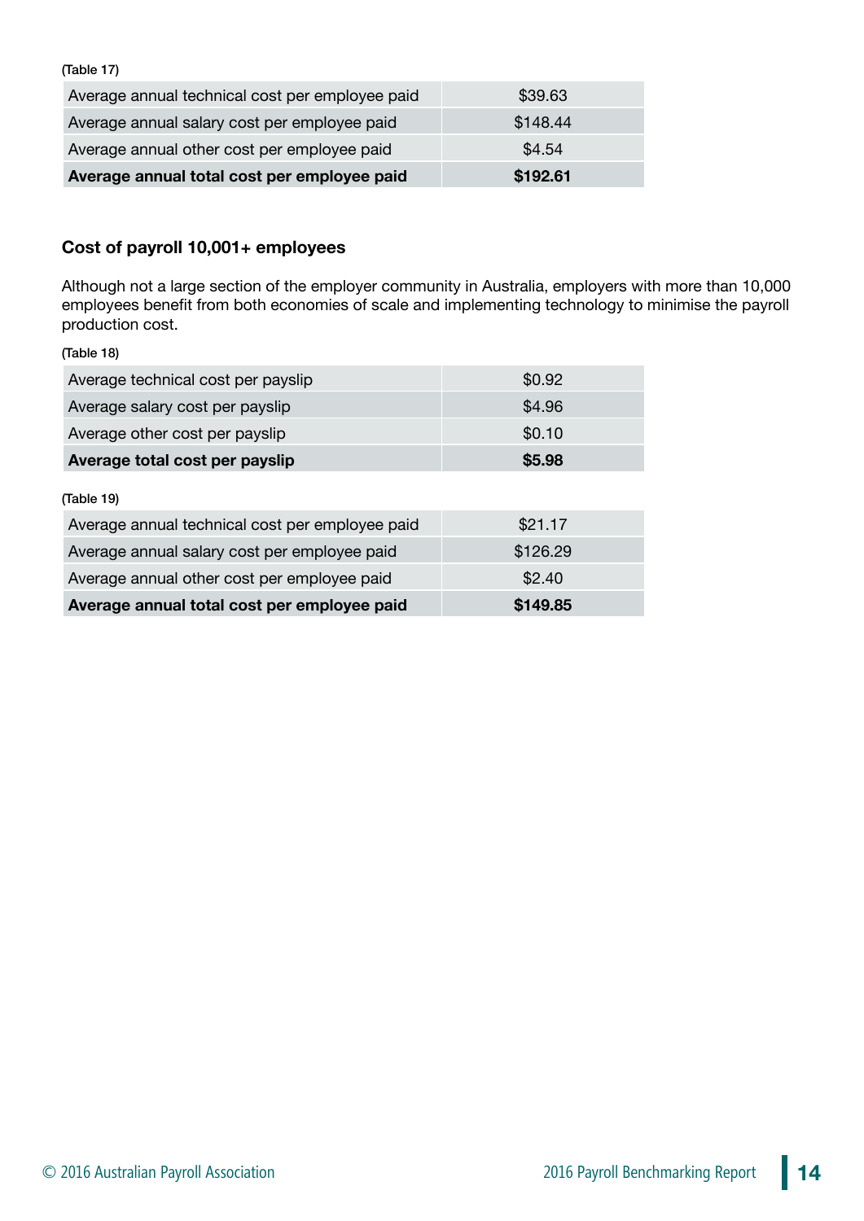(Table 17)

| | |
|---|---|
| Average annual technical cost per employee paid | $39.63 |
| Average annual salary cost per employee paid | $148.44 |
| Average annual other cost per employee paid | $4.54 |
| **Average annual total cost per employee paid** | **$192.61** |

### Cost of payroll 10,001+ employees

Although not a large section of the employer community in Australia, employers with more than 10,000 employees benefit from both economies of scale and implementing technology to minimise the payroll production cost.

(Table 18)

| | |
|---|---|
| Average technical cost per payslip | $0.92 |
| Average salary cost per payslip | $4.96 |
| Average other cost per payslip | $0.10 |
| **Average total cost per payslip** | **$5.98** |

(Table 19)

| | |
|---|---|
| Average annual technical cost per employee paid | $21.17 |
| Average annual salary cost per employee paid | $126.29 |
| Average annual other cost per employee paid | $2.40 |
| **Average annual total cost per employee paid** | **$149.85** |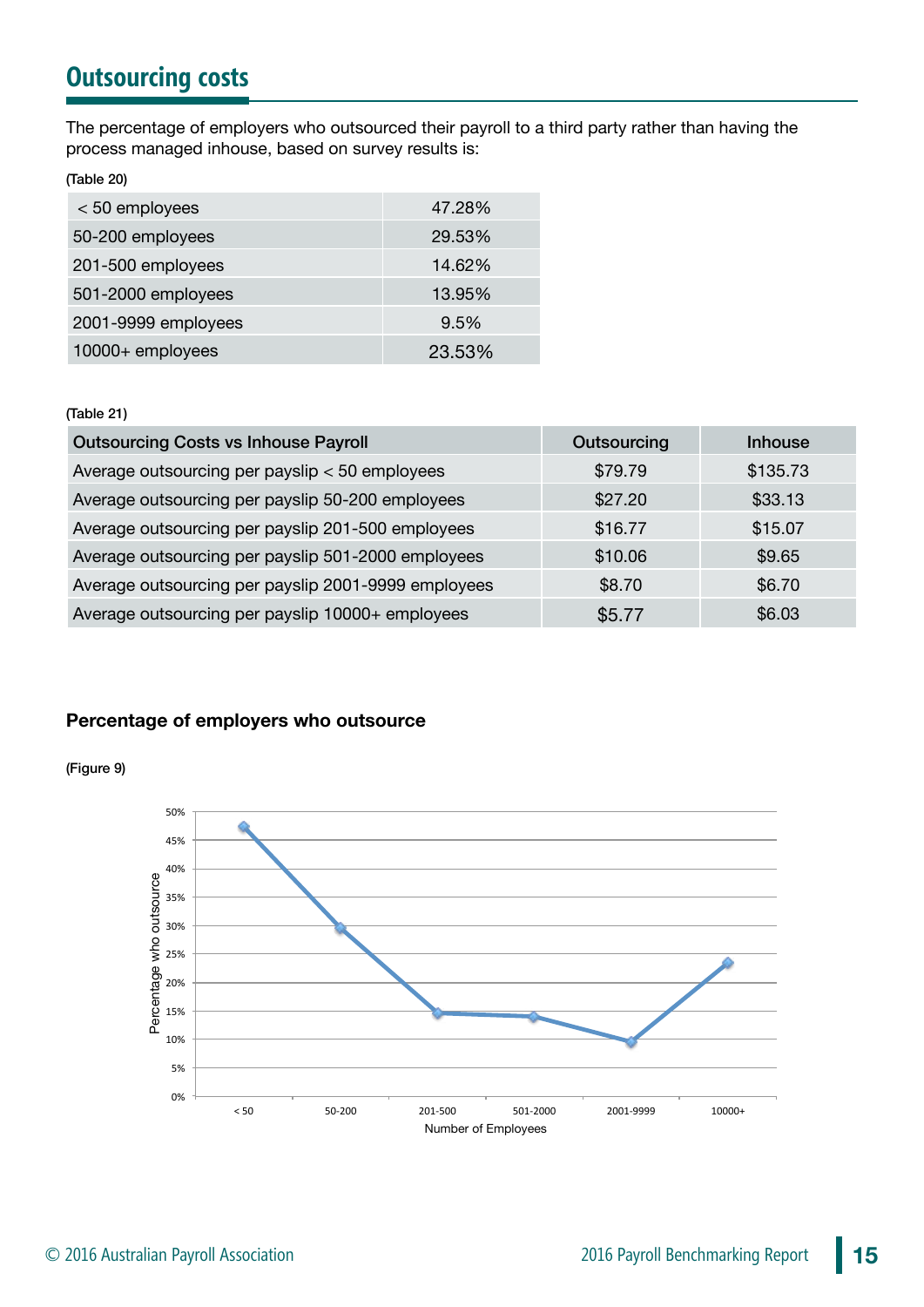## Outsourcing costs

The percentage of employers who outsourced their payroll to a third party rather than having the process managed inhouse, based on survey results is:

(Table 20)

| | |
|---|---|
| < 50 employees | 47.28% |
| 50-200 employees | 29.53% |
| 201-500 employees | 14.62% |
| 501-2000 employees | 13.95% |
| 2001-9999 employees | 9.5% |
| 10000+ employees | 23.53% |

(Table 21)

| Outsourcing Costs vs Inhouse Payroll | Outsourcing | Inhouse |
|---|---|---|
| Average outsourcing per payslip < 50 employees | $79.79 | $135.73 |
| Average outsourcing per payslip 50-200 employees | $27.20 | $33.13 |
| Average outsourcing per payslip 201-500 employees | $16.77 | $15.07 |
| Average outsourcing per payslip 501-2000 employees | $10.06 | $9.65 |
| Average outsourcing per payslip 2001-9999 employees | $8.70 | $6.70 |
| Average outsourcing per payslip 10000+ employees | $5.77 | $6.03 |

**Percentage of employers who outsource**

(Figure 9)

| Number of Employees | Percentage who outsource |
|---|---|
| < 50 | 47.28% |
| 50-200 | 29.53% |
| 201-500 | 14.62% |
| 501-2000 | 13.95% |
| 2001-9999 | 9.5% |
| 10000+ | 23.53% |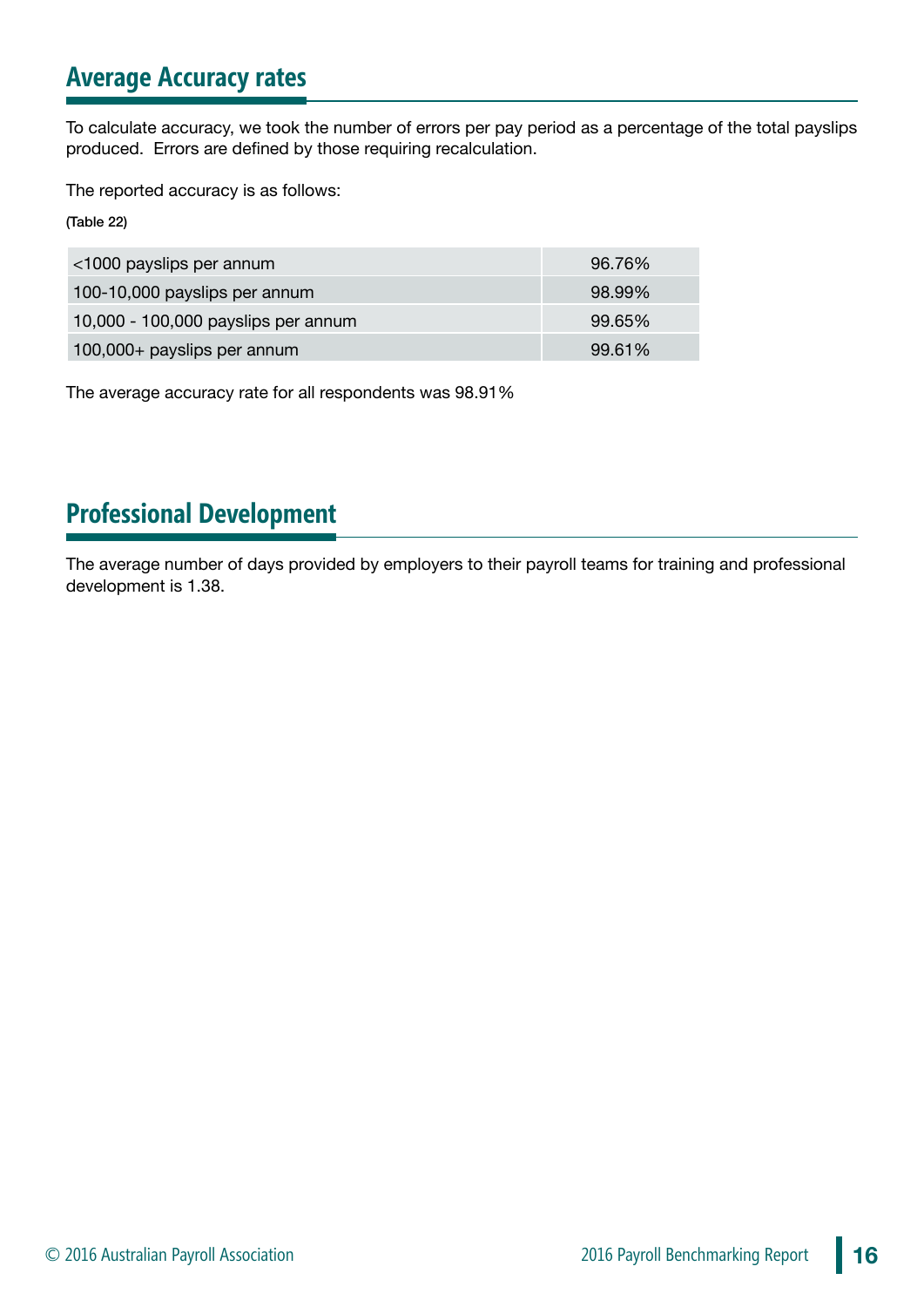## Average Accuracy rates

To calculate accuracy, we took the number of errors per pay period as a percentage of the total payslips produced. Errors are defined by those requiring recalculation.

The reported accuracy is as follows:

(Table 22)

| | |
|---|---|
| <1000 payslips per annum | 96.76% |
| 100-10,000 payslips per annum | 98.99% |
| 10,000 - 100,000 payslips per annum | 99.65% |
| 100,000+ payslips per annum | 99.61% |

The average accuracy rate for all respondents was 98.91%

## Professional Development

The average number of days provided by employers to their payroll teams for training and professional development is 1.38.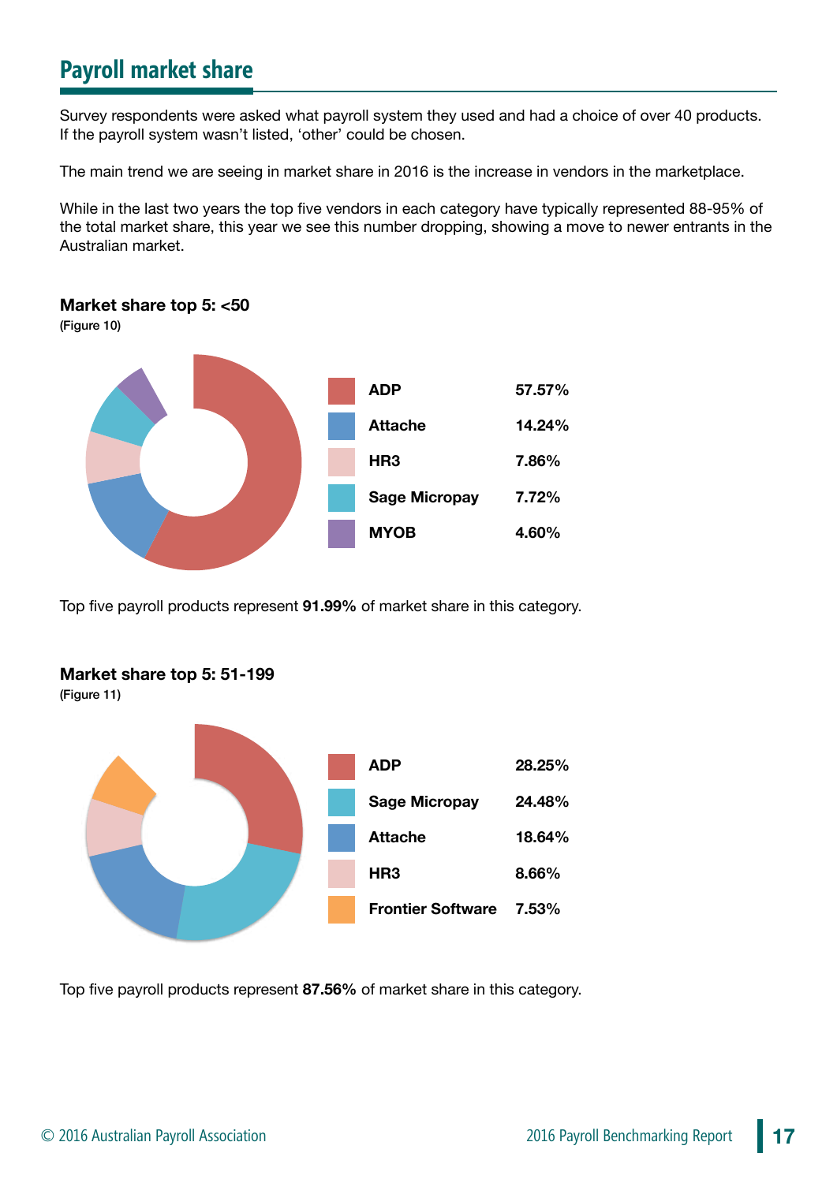## Payroll market share

Survey respondents were asked what payroll system they used and had a choice of over 40 products. If the payroll system wasn't listed, 'other' could be chosen.

The main trend we are seeing in market share in 2016 is the increase in vendors in the marketplace.

While in the last two years the top five vendors in each category have typically represented 88-95% of the total market share, this year we see this number dropping, showing a move to newer entrants in the Australian market.

**Market share top 5: <50**

(Figure 10)

| Product | Market share |
|---|---|
| ADP | 57.57% |
| Attache | 14.24% |
| HR3 | 7.86% |
| Sage Micropay | 7.72% |
| MYOB | 4.60% |

Top five payroll products represent **91.99%** of market share in this category.

**Market share top 5: 51-199**

(Figure 11)

| Product | Market share |
|---|---|
| ADP | 28.25% |
| Sage Micropay | 24.48% |
| Attache | 18.64% |
| HR3 | 8.66% |
| Frontier Software | 7.53% |

Top five payroll products represent **87.56%** of market share in this category.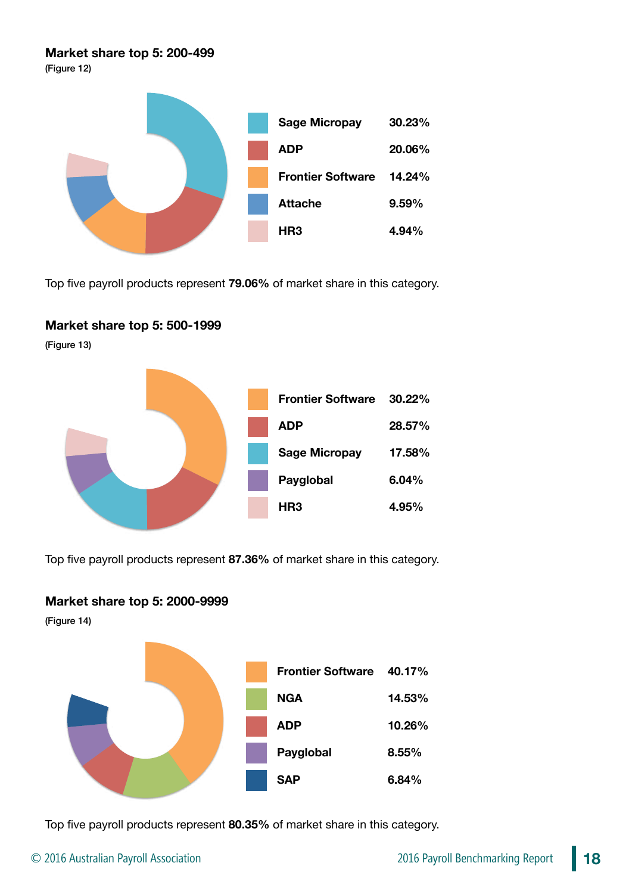### Market share top 5: 200-499

(Figure 12)

| Product | Market share |
|---|---|
| Sage Micropay | 30.23% |
| ADP | 20.06% |
| Frontier Software | 14.24% |
| Attache | 9.59% |
| HR3 | 4.94% |

Top five payroll products represent **79.06%** of market share in this category.

### Market share top 5: 500-1999

(Figure 13)

| Product | Market share |
|---|---|
| Frontier Software | 30.22% |
| ADP | 28.57% |
| Sage Micropay | 17.58% |
| Payglobal | 6.04% |
| HR3 | 4.95% |

Top five payroll products represent **87.36%** of market share in this category.

### Market share top 5: 2000-9999

(Figure 14)

| Product | Market share |
|---|---|
| Frontier Software | 40.17% |
| NGA | 14.53% |
| ADP | 10.26% |
| Payglobal | 8.55% |
| SAP | 6.84% |

Top five payroll products represent **80.35%** of market share in this category.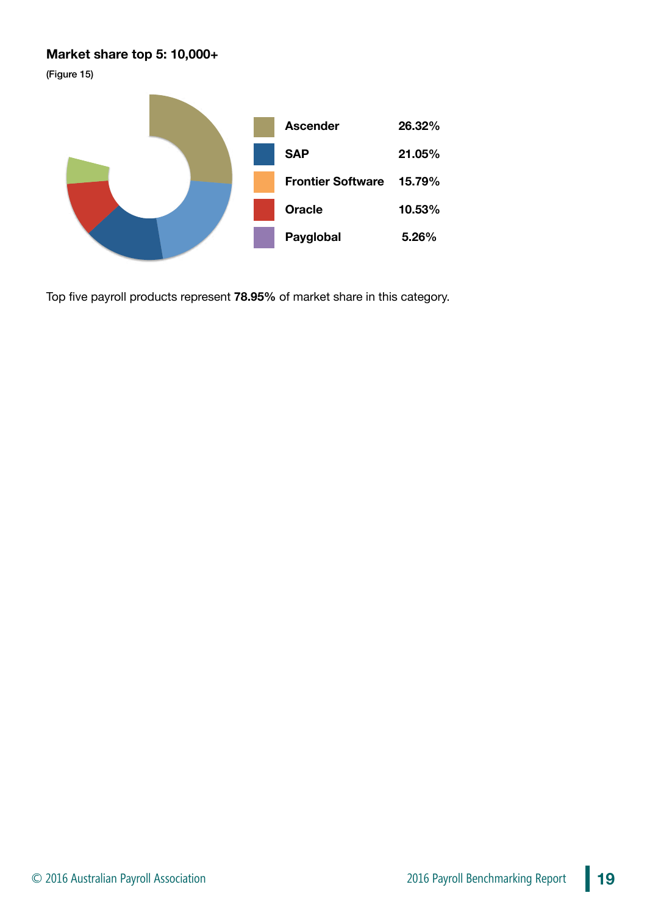**Market share top 5: 10,000+**

(Figure 15)

| | |
|---|---|
| **Ascender** | **26.32%** |
| **SAP** | **21.05%** |
| **Frontier Software** | **15.79%** |
| **Oracle** | **10.53%** |
| **Payglobal** | **5.26%** |

Top five payroll products represent **78.95%** of market share in this category.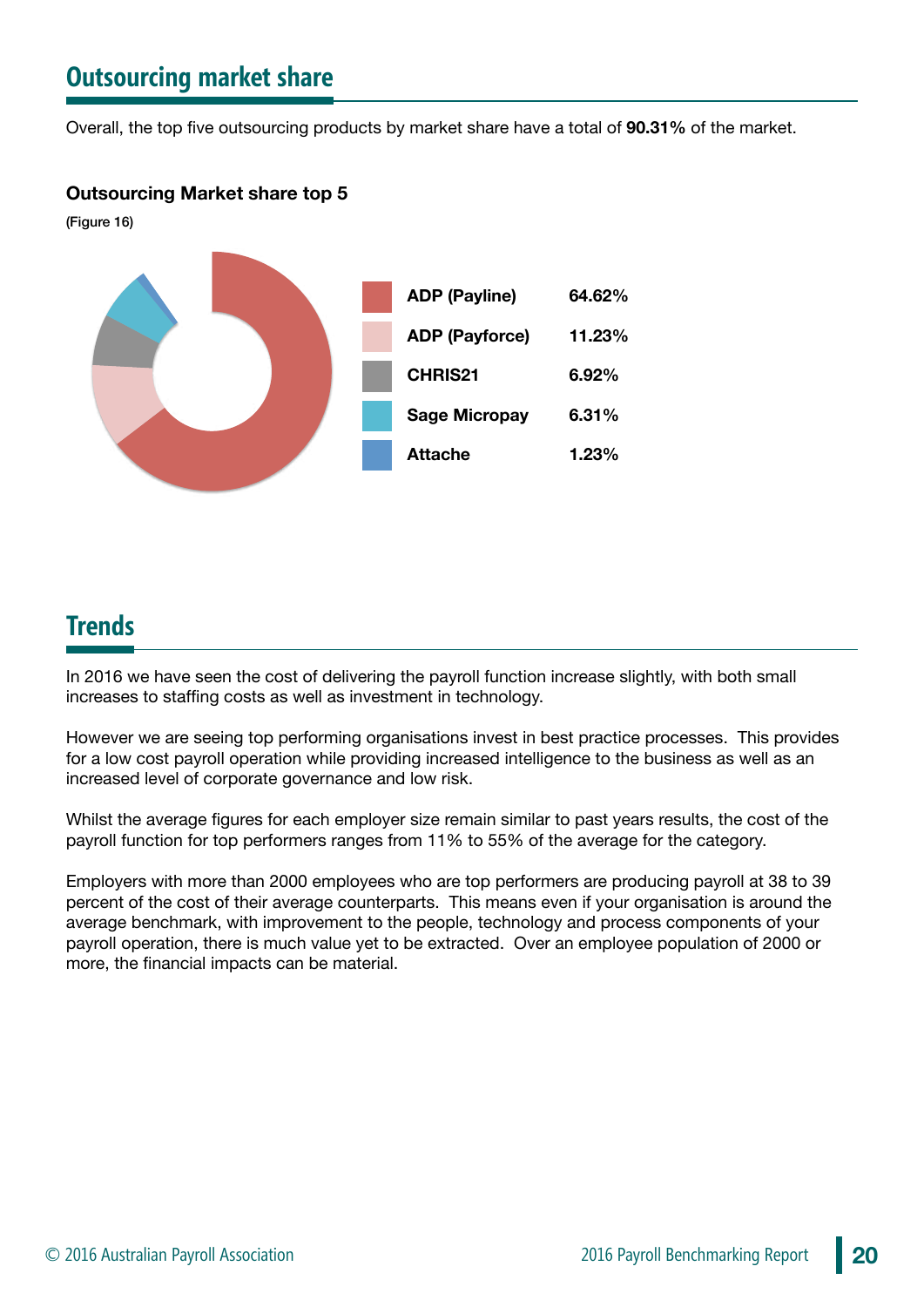## Outsourcing market share

Overall, the top five outsourcing products by market share have a total of **90.31%** of the market.

**Outsourcing Market share top 5**

(Figure 16)

| | |
|---|---|
| **ADP (Payline)** | **64.62%** |
| **ADP (Payforce)** | **11.23%** |
| **CHRIS21** | **6.92%** |
| **Sage Micropay** | **6.31%** |
| **Attache** | **1.23%** |

## Trends

In 2016 we have seen the cost of delivering the payroll function increase slightly, with both small increases to staffing costs as well as investment in technology.

However we are seeing top performing organisations invest in best practice processes. This provides for a low cost payroll operation while providing increased intelligence to the business as well as an increased level of corporate governance and low risk.

Whilst the average figures for each employer size remain similar to past years results, the cost of the payroll function for top performers ranges from 11% to 55% of the average for the category.

Employers with more than 2000 employees who are top performers are producing payroll at 38 to 39 percent of the cost of their average counterparts. This means even if your organisation is around the average benchmark, with improvement to the people, technology and process components of your payroll operation, there is much value yet to be extracted. Over an employee population of 2000 or more, the financial impacts can be material.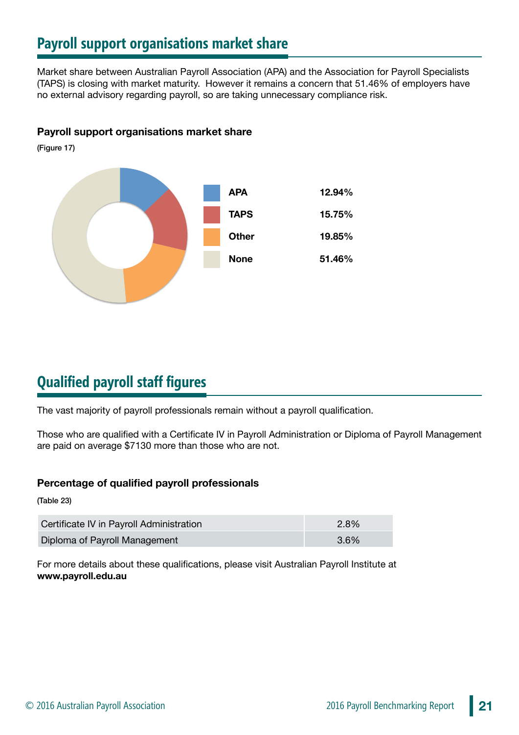## Payroll support organisations market share

Market share between Australian Payroll Association (APA) and the Association for Payroll Specialists (TAPS) is closing with market maturity. However it remains a concern that 51.46% of employers have no external advisory regarding payroll, so are taking unnecessary compliance risk.

**Payroll support organisations market share**

(Figure 17)

| | |
|---|---|
| APA | 12.94% |
| TAPS | 15.75% |
| Other | 19.85% |
| None | 51.46% |

## Qualified payroll staff figures

The vast majority of payroll professionals remain without a payroll qualification.

Those who are qualified with a Certificate IV in Payroll Administration or Diploma of Payroll Management are paid on average $7130 more than those who are not.

**Percentage of qualified payroll professionals**

(Table 23)

| | |
|---|---|
| Certificate IV in Payroll Administration | 2.8% |
| Diploma of Payroll Management | 3.6% |

For more details about these qualifications, please visit Australian Payroll Institute at **www.payroll.edu.au**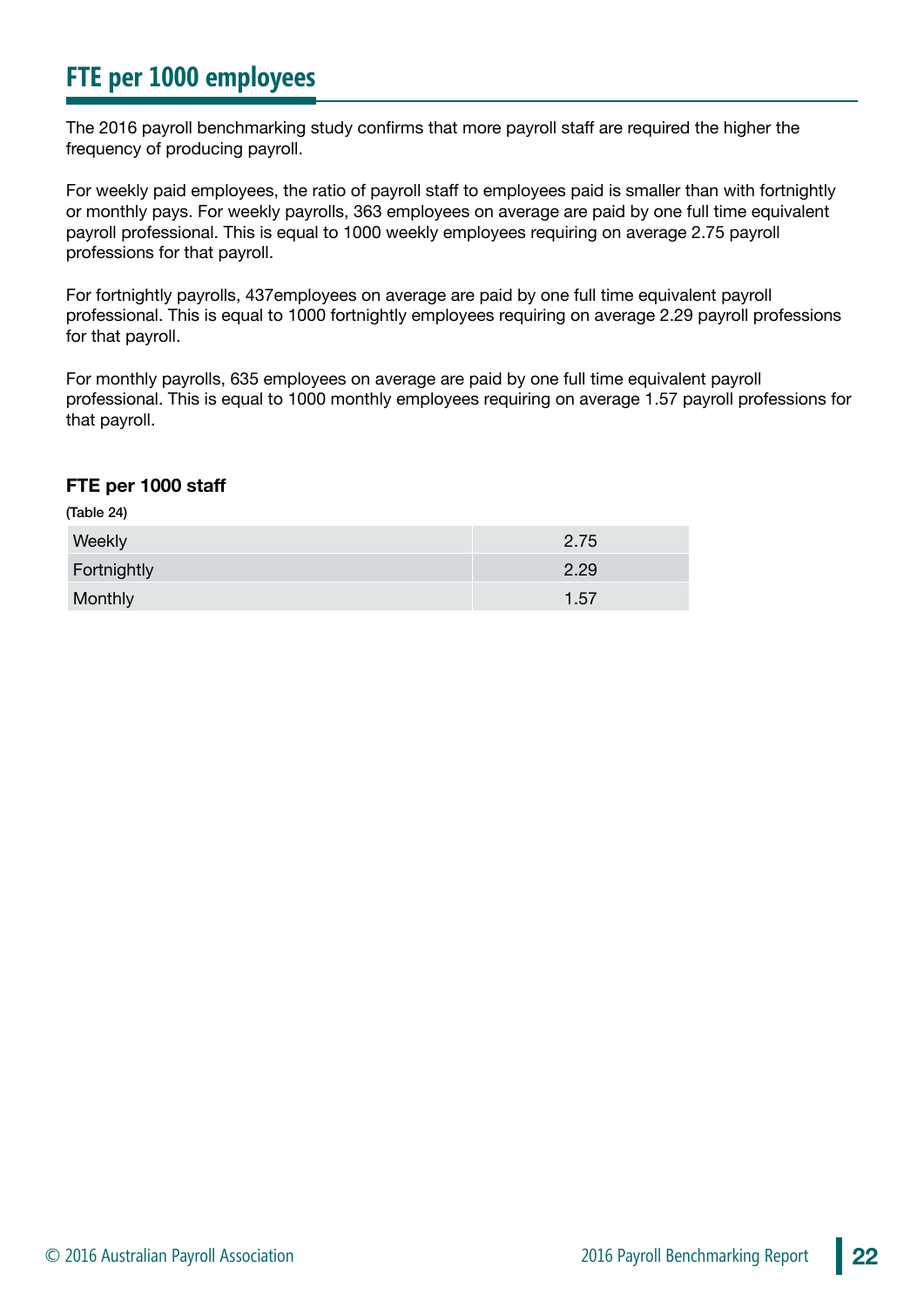# FTE per 1000 employees

The 2016 payroll benchmarking study confirms that more payroll staff are required the higher the frequency of producing payroll.

For weekly paid employees, the ratio of payroll staff to employees paid is smaller than with fortnightly or monthly pays. For weekly payrolls, 363 employees on average are paid by one full time equivalent payroll professional. This is equal to 1000 weekly employees requiring on average 2.75 payroll professions for that payroll.

For fortnightly payrolls, 437employees on average are paid by one full time equivalent payroll professional. This is equal to 1000 fortnightly employees requiring on average 2.29 payroll professions for that payroll.

For monthly payrolls, 635 employees on average are paid by one full time equivalent payroll professional. This is equal to 1000 monthly employees requiring on average 1.57 payroll professions for that payroll.

**FTE per 1000 staff**

(Table 24)

| | |
|---|---|
| Weekly | 2.75 |
| Fortnightly | 2.29 |
| Monthly | 1.57 |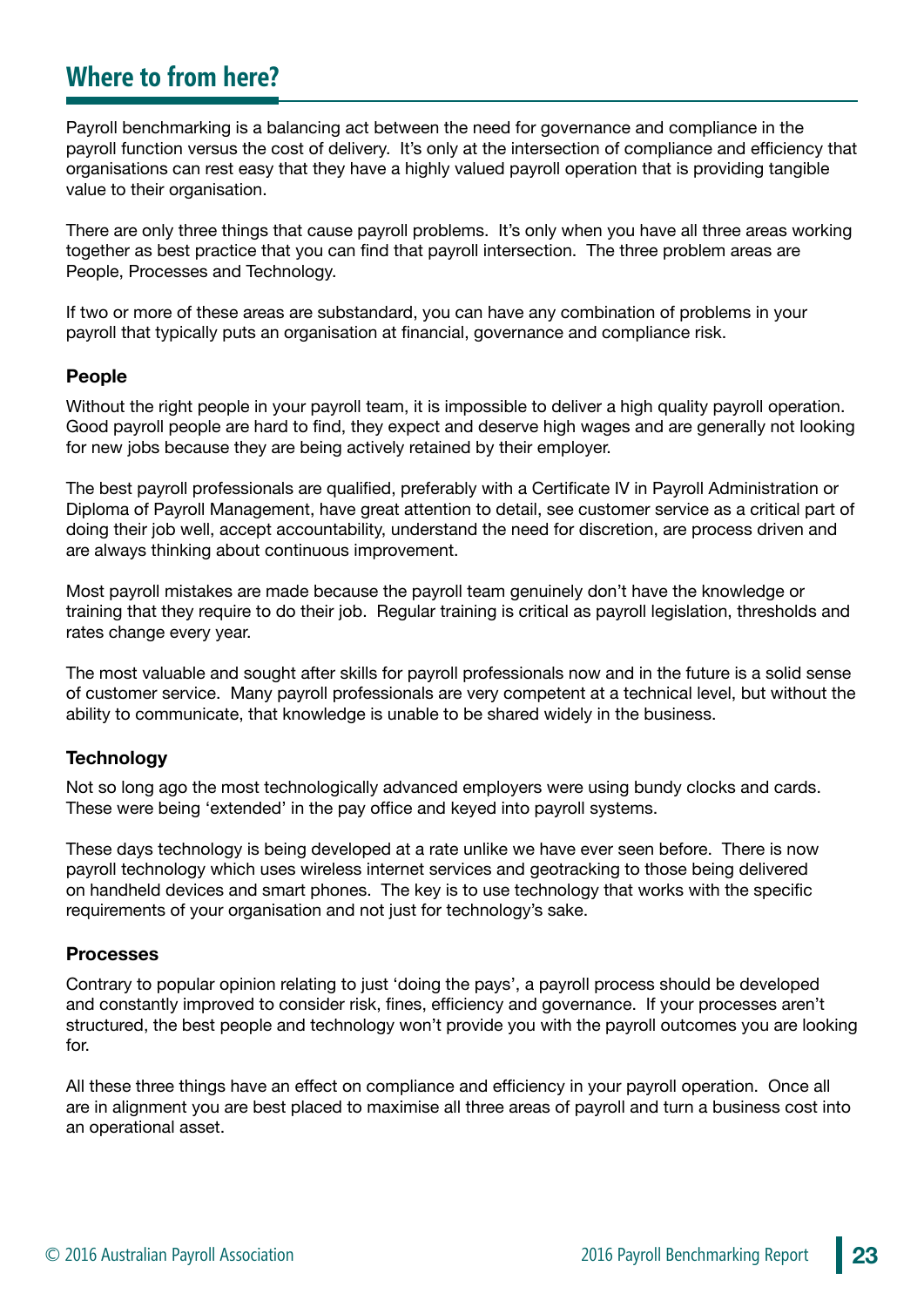## Where to from here?

Payroll benchmarking is a balancing act between the need for governance and compliance in the payroll function versus the cost of delivery. It's only at the intersection of compliance and efficiency that organisations can rest easy that they have a highly valued payroll operation that is providing tangible value to their organisation.

There are only three things that cause payroll problems. It's only when you have all three areas working together as best practice that you can find that payroll intersection. The three problem areas are People, Processes and Technology.

If two or more of these areas are substandard, you can have any combination of problems in your payroll that typically puts an organisation at financial, governance and compliance risk.

### People

Without the right people in your payroll team, it is impossible to deliver a high quality payroll operation. Good payroll people are hard to find, they expect and deserve high wages and are generally not looking for new jobs because they are being actively retained by their employer.

The best payroll professionals are qualified, preferably with a Certificate IV in Payroll Administration or Diploma of Payroll Management, have great attention to detail, see customer service as a critical part of doing their job well, accept accountability, understand the need for discretion, are process driven and are always thinking about continuous improvement.

Most payroll mistakes are made because the payroll team genuinely don't have the knowledge or training that they require to do their job. Regular training is critical as payroll legislation, thresholds and rates change every year.

The most valuable and sought after skills for payroll professionals now and in the future is a solid sense of customer service. Many payroll professionals are very competent at a technical level, but without the ability to communicate, that knowledge is unable to be shared widely in the business.

### Technology

Not so long ago the most technologically advanced employers were using bundy clocks and cards. These were being 'extended' in the pay office and keyed into payroll systems.

These days technology is being developed at a rate unlike we have ever seen before. There is now payroll technology which uses wireless internet services and geotracking to those being delivered on handheld devices and smart phones. The key is to use technology that works with the specific requirements of your organisation and not just for technology's sake.

### Processes

Contrary to popular opinion relating to just 'doing the pays', a payroll process should be developed and constantly improved to consider risk, fines, efficiency and governance. If your processes aren't structured, the best people and technology won't provide you with the payroll outcomes you are looking for.

All these three things have an effect on compliance and efficiency in your payroll operation. Once all are in alignment you are best placed to maximise all three areas of payroll and turn a business cost into an operational asset.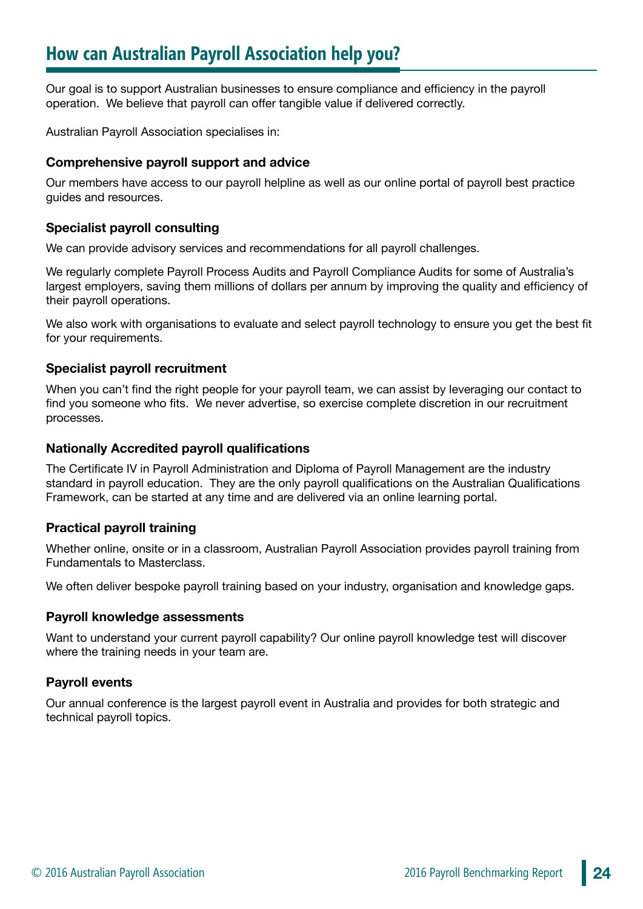## How can Australian Payroll Association help you?

Our goal is to support Australian businesses to ensure compliance and efficiency in the payroll operation. We believe that payroll can offer tangible value if delivered correctly.

Australian Payroll Association specialises in:

**Comprehensive payroll support and advice**

Our members have access to our payroll helpline as well as our online portal of payroll best practice guides and resources.

**Specialist payroll consulting**

We can provide advisory services and recommendations for all payroll challenges.

We regularly complete Payroll Process Audits and Payroll Compliance Audits for some of Australia's largest employers, saving them millions of dollars per annum by improving the quality and efficiency of their payroll operations.

We also work with organisations to evaluate and select payroll technology to ensure you get the best fit for your requirements.

**Specialist payroll recruitment**

When you can't find the right people for your payroll team, we can assist by leveraging our contact to find you someone who fits. We never advertise, so exercise complete discretion in our recruitment processes.

**Nationally Accredited payroll qualifications**

The Certificate IV in Payroll Administration and Diploma of Payroll Management are the industry standard in payroll education. They are the only payroll qualifications on the Australian Qualifications Framework, can be started at any time and are delivered via an online learning portal.

**Practical payroll training**

Whether online, onsite or in a classroom, Australian Payroll Association provides payroll training from Fundamentals to Masterclass.

We often deliver bespoke payroll training based on your industry, organisation and knowledge gaps.

**Payroll knowledge assessments**

Want to understand your current payroll capability? Our online payroll knowledge test will discover where the training needs in your team are.

**Payroll events**

Our annual conference is the largest payroll event in Australia and provides for both strategic and technical payroll topics.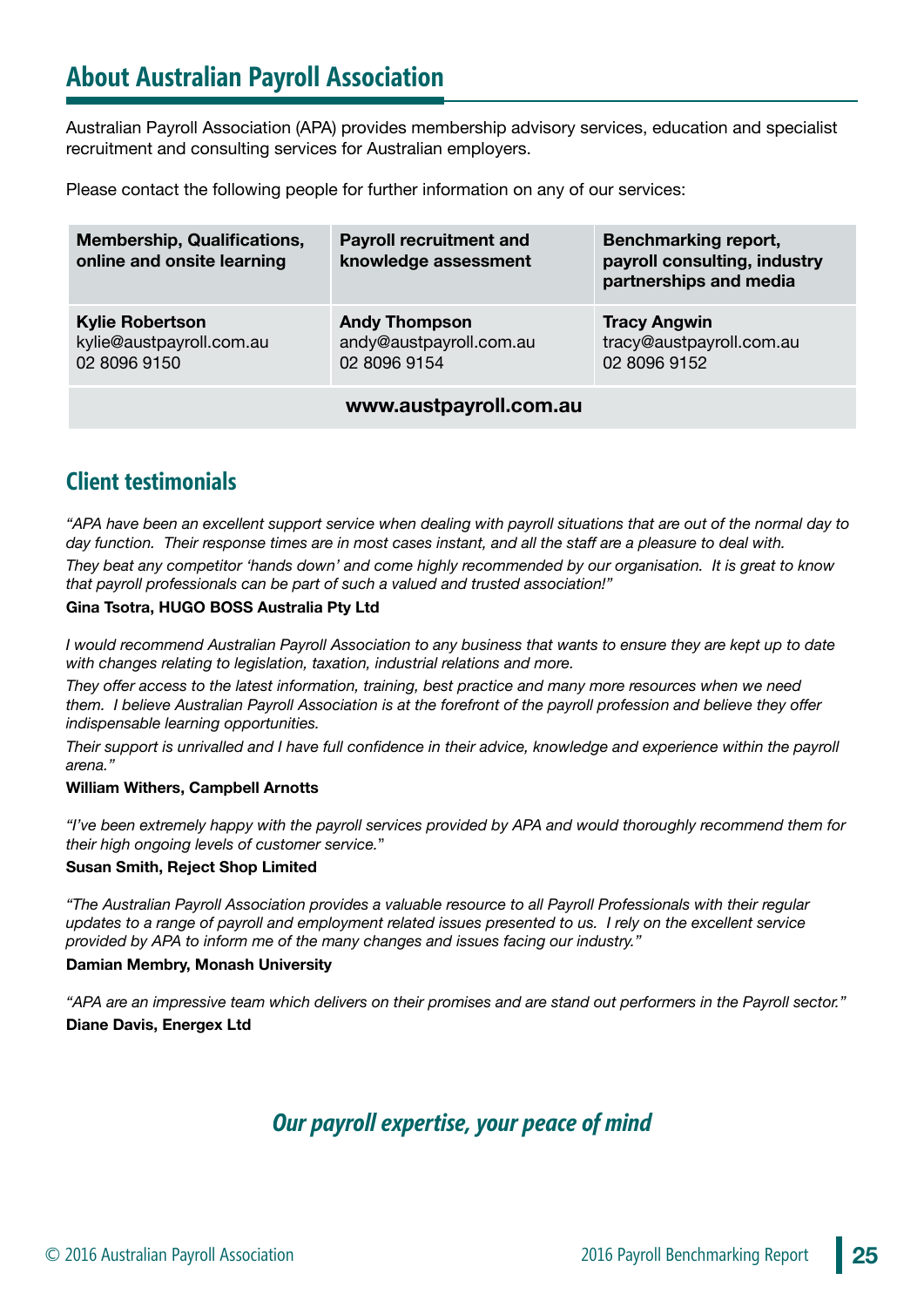## About Australian Payroll Association

Australian Payroll Association (APA) provides membership advisory services, education and specialist recruitment and consulting services for Australian employers.

Please contact the following people for further information on any of our services:

| Membership, Qualifications, online and onsite learning | Payroll recruitment and knowledge assessment | Benchmarking report, payroll consulting, industry partnerships and media |
|---|---|---|
| **Kylie Robertson**<br>kylie@austpayroll.com.au<br>02 8096 9150 | **Andy Thompson**<br>andy@austpayroll.com.au<br>02 8096 9154 | **Tracy Angwin**<br>tracy@austpayroll.com.au<br>02 8096 9152 |
| **www.austpayroll.com.au** | | |

## Client testimonials

*"APA have been an excellent support service when dealing with payroll situations that are out of the normal day to day function. Their response times are in most cases instant, and all the staff are a pleasure to deal with.*

*They beat any competitor 'hands down' and come highly recommended by our organisation. It is great to know that payroll professionals can be part of such a valued and trusted association!"*

**Gina Tsotra, HUGO BOSS Australia Pty Ltd**

*I would recommend Australian Payroll Association to any business that wants to ensure they are kept up to date with changes relating to legislation, taxation, industrial relations and more.*

*They offer access to the latest information, training, best practice and many more resources when we need them. I believe Australian Payroll Association is at the forefront of the payroll profession and believe they offer indispensable learning opportunities.*

*Their support is unrivalled and I have full confidence in their advice, knowledge and experience within the payroll arena."*

**William Withers, Campbell Arnotts**

*"I've been extremely happy with the payroll services provided by APA and would thoroughly recommend them for their high ongoing levels of customer service."*

**Susan Smith, Reject Shop Limited**

*"The Australian Payroll Association provides a valuable resource to all Payroll Professionals with their regular updates to a range of payroll and employment related issues presented to us. I rely on the excellent service provided by APA to inform me of the many changes and issues facing our industry."*

**Damian Membry, Monash University**

*"APA are an impressive team which delivers on their promises and are stand out performers in the Payroll sector."*

**Diane Davis, Energex Ltd**

***Our payroll expertise, your peace of mind***